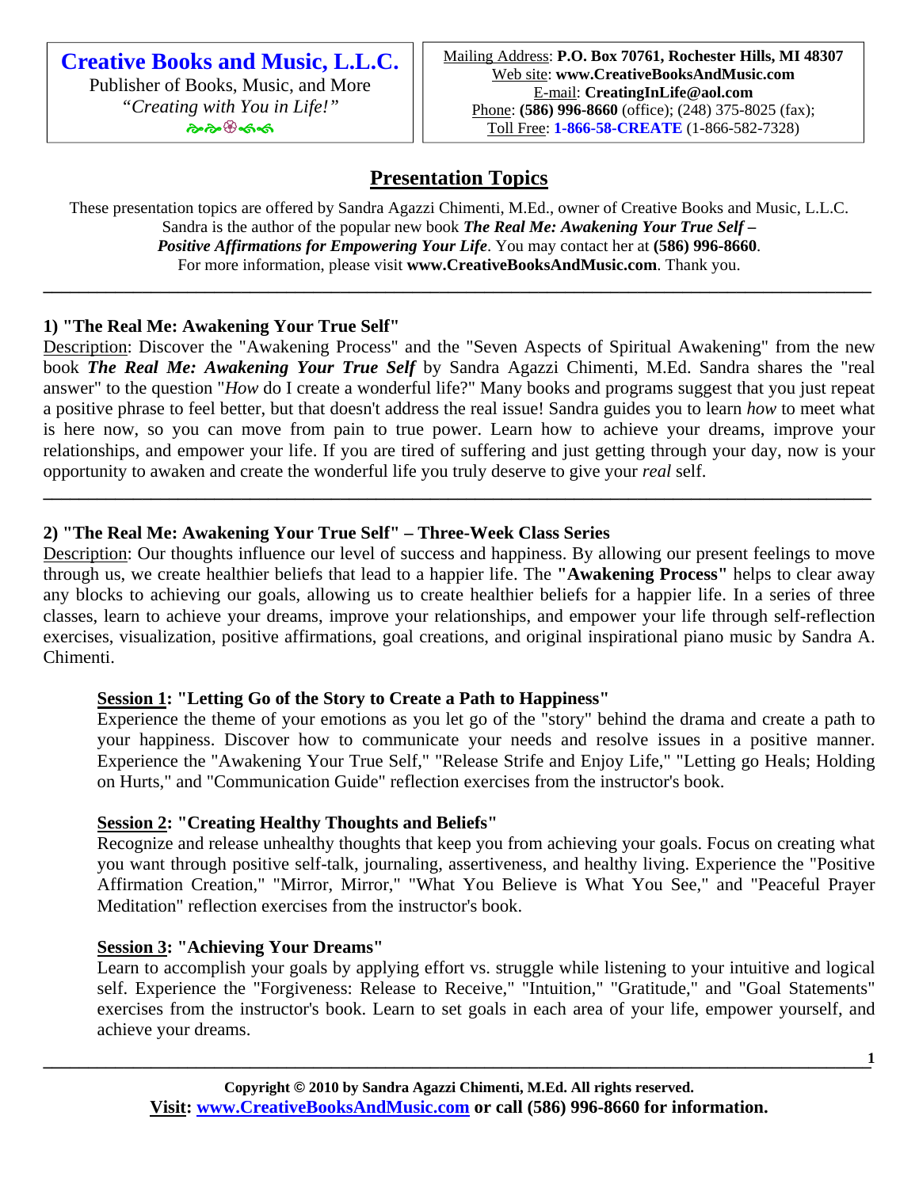**Creative Books and Music, L.L.C.**
Publisher of Books, Music, and More
*"Creating with You in Life!"*

Mailing Address: **P.O. Box 70761, Rochester Hills, MI 48307**
Web site: **www.CreativeBooksAndMusic.com**
E-mail: **CreatingInLife@aol.com**
Phone: **(586) 996-8660** (office); (248) 375-8025 (fax);
Toll Free: **1-866-58-CREATE** (1-866-582-7328)

# Presentation Topics

These presentation topics are offered by Sandra Agazzi Chimenti, M.Ed., owner of Creative Books and Music, L.L.C. Sandra is the author of the popular new book ***The Real Me: Awakening Your True Self – Positive Affirmations for Empowering Your Life***. You may contact her at **(586) 996-8660**. For more information, please visit **www.CreativeBooksAndMusic.com**. Thank you.

---

## 1) "The Real Me: Awakening Your True Self"

Description: Discover the "Awakening Process" and the "Seven Aspects of Spiritual Awakening" from the new book ***The Real Me: Awakening Your True Self*** by Sandra Agazzi Chimenti, M.Ed. Sandra shares the "real answer" to the question "*How* do I create a wonderful life?" Many books and programs suggest that you just repeat a positive phrase to feel better, but that doesn't address the real issue! Sandra guides you to learn *how* to meet what is here now, so you can move from pain to true power. Learn how to achieve your dreams, improve your relationships, and empower your life. If you are tired of suffering and just getting through your day, now is your opportunity to awaken and create the wonderful life you truly deserve to give your *real* self.

---

## 2) "The Real Me: Awakening Your True Self" – Three-Week Class Series

Description: Our thoughts influence our level of success and happiness. By allowing our present feelings to move through us, we create healthier beliefs that lead to a happier life. The **"Awakening Process"** helps to clear away any blocks to achieving our goals, allowing us to create healthier beliefs for a happier life. In a series of three classes, learn to achieve your dreams, improve your relationships, and empower your life through self-reflection exercises, visualization, positive affirmations, goal creations, and original inspirational piano music by Sandra A. Chimenti.

### Session 1: "Letting Go of the Story to Create a Path to Happiness"

Experience the theme of your emotions as you let go of the "story" behind the drama and create a path to your happiness. Discover how to communicate your needs and resolve issues in a positive manner. Experience the "Awakening Your True Self," "Release Strife and Enjoy Life," "Letting go Heals; Holding on Hurts," and "Communication Guide" reflection exercises from the instructor's book.

### Session 2: "Creating Healthy Thoughts and Beliefs"

Recognize and release unhealthy thoughts that keep you from achieving your goals. Focus on creating what you want through positive self-talk, journaling, assertiveness, and healthy living. Experience the "Positive Affirmation Creation," "Mirror, Mirror," "What You Believe is What You See," and "Peaceful Prayer Meditation" reflection exercises from the instructor's book.

### Session 3: "Achieving Your Dreams"

Learn to accomplish your goals by applying effort vs. struggle while listening to your intuitive and logical self. Experience the "Forgiveness: Release to Receive," "Intuition," "Gratitude," and "Goal Statements" exercises from the instructor's book. Learn to set goals in each area of your life, empower yourself, and achieve your dreams.

---

**Copyright © 2010 by Sandra Agazzi Chimenti, M.Ed. All rights reserved.**
**Visit: www.CreativeBooksAndMusic.com or call (586) 996-8660 for information.**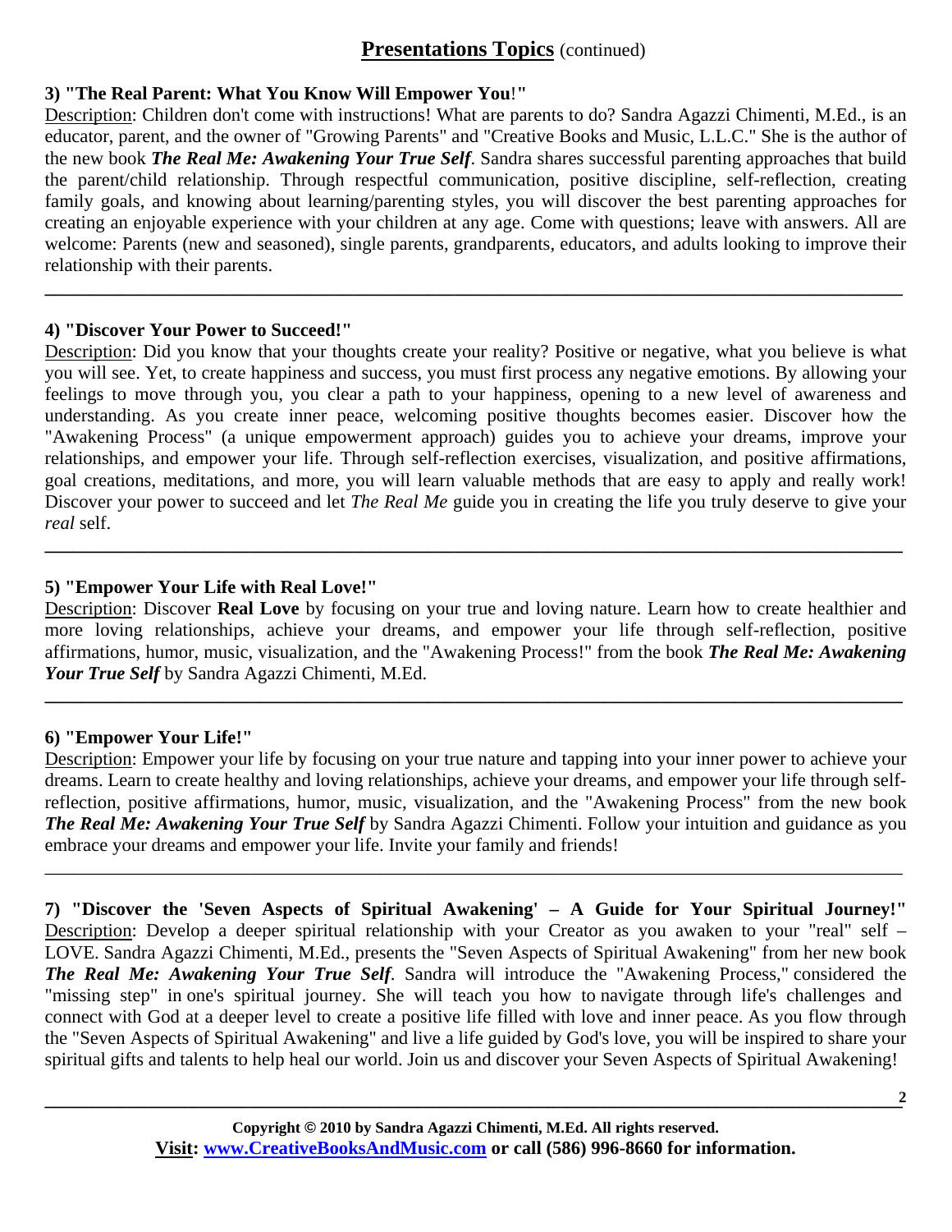## **Presentations Topics** (continued)

### 3) "The Real Parent: What You Know Will Empower You!"

Description: Children don't come with instructions! What are parents to do? Sandra Agazzi Chimenti, M.Ed., is an educator, parent, and the owner of "Growing Parents" and "Creative Books and Music, L.L.C." She is the author of the new book ***The Real Me: Awakening Your True Self***. Sandra shares successful parenting approaches that build the parent/child relationship. Through respectful communication, positive discipline, self-reflection, creating family goals, and knowing about learning/parenting styles, you will discover the best parenting approaches for creating an enjoyable experience with your children at any age. Come with questions; leave with answers. All are welcome: Parents (new and seasoned), single parents, grandparents, educators, and adults looking to improve their relationship with their parents.

---

### 4) "Discover Your Power to Succeed!"

Description: Did you know that your thoughts create your reality? Positive or negative, what you believe is what you will see. Yet, to create happiness and success, you must first process any negative emotions. By allowing your feelings to move through you, you clear a path to your happiness, opening to a new level of awareness and understanding. As you create inner peace, welcoming positive thoughts becomes easier. Discover how the "Awakening Process" (a unique empowerment approach) guides you to achieve your dreams, improve your relationships, and empower your life. Through self-reflection exercises, visualization, and positive affirmations, goal creations, meditations, and more, you will learn valuable methods that are easy to apply and really work! Discover your power to succeed and let *The Real Me* guide you in creating the life you truly deserve to give your *real* self.

---

### 5) "Empower Your Life with Real Love!"

Description: Discover **Real Love** by focusing on your true and loving nature. Learn how to create healthier and more loving relationships, achieve your dreams, and empower your life through self-reflection, positive affirmations, humor, music, visualization, and the "Awakening Process!" from the book ***The Real Me: Awakening Your True Self*** by Sandra Agazzi Chimenti, M.Ed.

---

### 6) "Empower Your Life!"

Description: Empower your life by focusing on your true nature and tapping into your inner power to achieve your dreams. Learn to create healthy and loving relationships, achieve your dreams, and empower your life through self-reflection, positive affirmations, humor, music, visualization, and the "Awakening Process" from the new book ***The Real Me: Awakening Your True Self*** by Sandra Agazzi Chimenti. Follow your intuition and guidance as you embrace your dreams and empower your life. Invite your family and friends!

---

### 7) "Discover the 'Seven Aspects of Spiritual Awakening' – A Guide for Your Spiritual Journey!"

Description: Develop a deeper spiritual relationship with your Creator as you awaken to your "real" self – LOVE. Sandra Agazzi Chimenti, M.Ed., presents the "Seven Aspects of Spiritual Awakening" from her new book ***The Real Me: Awakening Your True Self***. Sandra will introduce the "Awakening Process," considered the "missing step" in one's spiritual journey. She will teach you how to navigate through life's challenges and connect with God at a deeper level to create a positive life filled with love and inner peace. As you flow through the "Seven Aspects of Spiritual Awakening" and live a life guided by God's love, you will be inspired to share your spiritual gifts and talents to help heal our world. Join us and discover your Seven Aspects of Spiritual Awakening!

---

**Copyright © 2010 by Sandra Agazzi Chimenti, M.Ed. All rights reserved.**

**Visit: www.CreativeBooksAndMusic.com or call (586) 996-8660 for information.**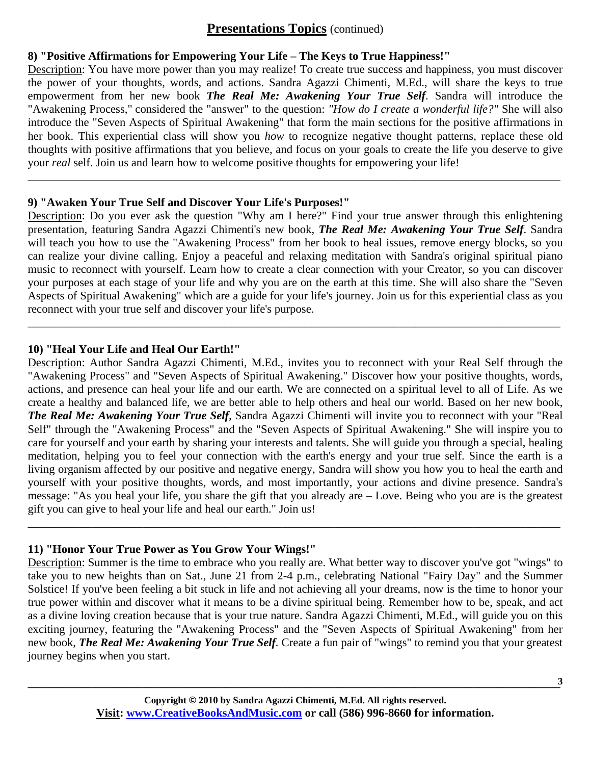## Presentations Topics (continued)

### 8) "Positive Affirmations for Empowering Your Life – The Keys to True Happiness!"

Description: You have more power than you may realize! To create true success and happiness, you must discover the power of your thoughts, words, and actions. Sandra Agazzi Chimenti, M.Ed., will share the keys to true empowerment from her new book ***The Real Me: Awakening Your True Self***. Sandra will introduce the "Awakening Process," considered the "answer" to the question: *"How do I create a wonderful life?"* She will also introduce the "Seven Aspects of Spiritual Awakening" that form the main sections for the positive affirmations in her book. This experiential class will show you *how* to recognize negative thought patterns, replace these old thoughts with positive affirmations that you believe, and focus on your goals to create the life you deserve to give your *real* self. Join us and learn how to welcome positive thoughts for empowering your life!

---

### 9) "Awaken Your True Self and Discover Your Life's Purposes!"

Description: Do you ever ask the question "Why am I here?" Find your true answer through this enlightening presentation, featuring Sandra Agazzi Chimenti's new book, ***The Real Me: Awakening Your True Self***. Sandra will teach you how to use the "Awakening Process" from her book to heal issues, remove energy blocks, so you can realize your divine calling. Enjoy a peaceful and relaxing meditation with Sandra's original spiritual piano music to reconnect with yourself. Learn how to create a clear connection with your Creator, so you can discover your purposes at each stage of your life and why you are on the earth at this time. She will also share the "Seven Aspects of Spiritual Awakening" which are a guide for your life's journey. Join us for this experiential class as you reconnect with your true self and discover your life's purpose.

---

### 10) "Heal Your Life and Heal Our Earth!"

Description: Author Sandra Agazzi Chimenti, M.Ed., invites you to reconnect with your Real Self through the "Awakening Process" and "Seven Aspects of Spiritual Awakening." Discover how your positive thoughts, words, actions, and presence can heal your life and our earth. We are connected on a spiritual level to all of Life. As we create a healthy and balanced life, we are better able to help others and heal our world. Based on her new book, ***The Real Me: Awakening Your True Self***, Sandra Agazzi Chimenti will invite you to reconnect with your "Real Self" through the "Awakening Process" and the "Seven Aspects of Spiritual Awakening." She will inspire you to care for yourself and your earth by sharing your interests and talents. She will guide you through a special, healing meditation, helping you to feel your connection with the earth's energy and your true self. Since the earth is a living organism affected by our positive and negative energy, Sandra will show you how you to heal the earth and yourself with your positive thoughts, words, and most importantly, your actions and divine presence. Sandra's message: "As you heal your life, you share the gift that you already are – Love. Being who you are is the greatest gift you can give to heal your life and heal our earth." Join us!

---

### 11) "Honor Your True Power as You Grow Your Wings!"

Description: Summer is the time to embrace who you really are. What better way to discover you've got "wings" to take you to new heights than on Sat., June 21 from 2-4 p.m., celebrating National "Fairy Day" and the Summer Solstice! If you've been feeling a bit stuck in life and not achieving all your dreams, now is the time to honor your true power within and discover what it means to be a divine spiritual being. Remember how to be, speak, and act as a divine loving creation because that is your true nature. Sandra Agazzi Chimenti, M.Ed., will guide you on this exciting journey, featuring the "Awakening Process" and the "Seven Aspects of Spiritual Awakening" from her new book, ***The Real Me: Awakening Your True Self***. Create a fun pair of "wings" to remind you that your greatest journey begins when you start.

---

**Copyright © 2010 by Sandra Agazzi Chimenti, M.Ed. All rights reserved.**
**Visit: [www.CreativeBooksAndMusic.com](http://www.CreativeBooksAndMusic.com) or call (586) 996-8660 for information.**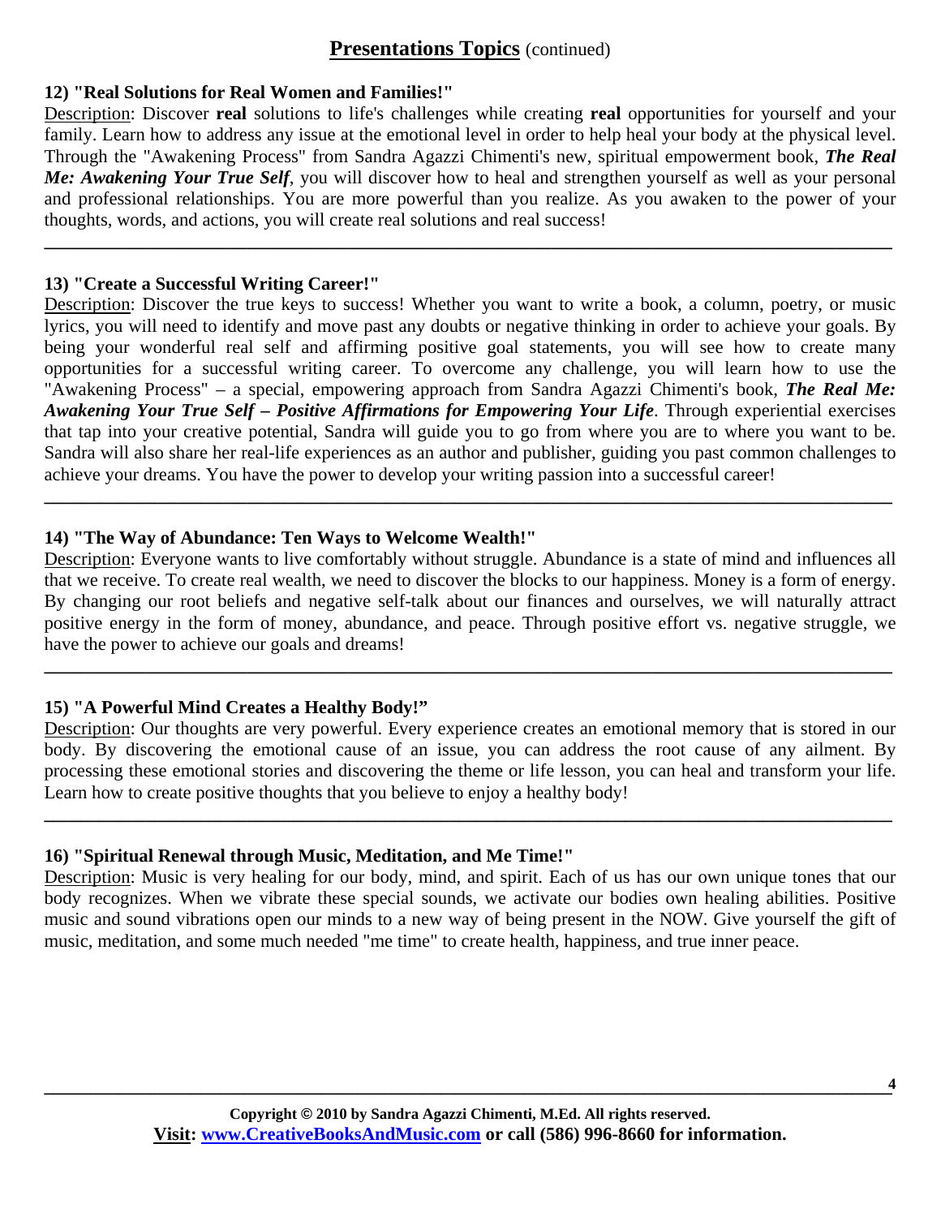## **Presentations Topics** (continued)

**12) "Real Solutions for Real Women and Families!"**

Description: Discover **real** solutions to life's challenges while creating **real** opportunities for yourself and your family. Learn how to address any issue at the emotional level in order to help heal your body at the physical level. Through the "Awakening Process" from Sandra Agazzi Chimenti's new, spiritual empowerment book, ***The Real Me: Awakening Your True Self***, you will discover how to heal and strengthen yourself as well as your personal and professional relationships. You are more powerful than you realize. As you awaken to the power of your thoughts, words, and actions, you will create real solutions and real success!

---

**13) "Create a Successful Writing Career!"**

Description: Discover the true keys to success! Whether you want to write a book, a column, poetry, or music lyrics, you will need to identify and move past any doubts or negative thinking in order to achieve your goals. By being your wonderful real self and affirming positive goal statements, you will see how to create many opportunities for a successful writing career. To overcome any challenge, you will learn how to use the "Awakening Process" – a special, empowering approach from Sandra Agazzi Chimenti's book, ***The Real Me: Awakening Your True Self – Positive Affirmations for Empowering Your Life***. Through experiential exercises that tap into your creative potential, Sandra will guide you to go from where you are to where you want to be. Sandra will also share her real-life experiences as an author and publisher, guiding you past common challenges to achieve your dreams. You have the power to develop your writing passion into a successful career!

---

**14) "The Way of Abundance: Ten Ways to Welcome Wealth!"**

Description: Everyone wants to live comfortably without struggle. Abundance is a state of mind and influences all that we receive. To create real wealth, we need to discover the blocks to our happiness. Money is a form of energy. By changing our root beliefs and negative self-talk about our finances and ourselves, we will naturally attract positive energy in the form of money, abundance, and peace. Through positive effort vs. negative struggle, we have the power to achieve our goals and dreams!

---

**15) "A Powerful Mind Creates a Healthy Body!"**

Description: Our thoughts are very powerful. Every experience creates an emotional memory that is stored in our body. By discovering the emotional cause of an issue, you can address the root cause of any ailment. By processing these emotional stories and discovering the theme or life lesson, you can heal and transform your life. Learn how to create positive thoughts that you believe to enjoy a healthy body!

---

**16) "Spiritual Renewal through Music, Meditation, and Me Time!"**

Description: Music is very healing for our body, mind, and spirit. Each of us has our own unique tones that our body recognizes. When we vibrate these special sounds, we activate our bodies own healing abilities. Positive music and sound vibrations open our minds to a new way of being present in the NOW. Give yourself the gift of music, meditation, and some much needed "me time" to create health, happiness, and true inner peace.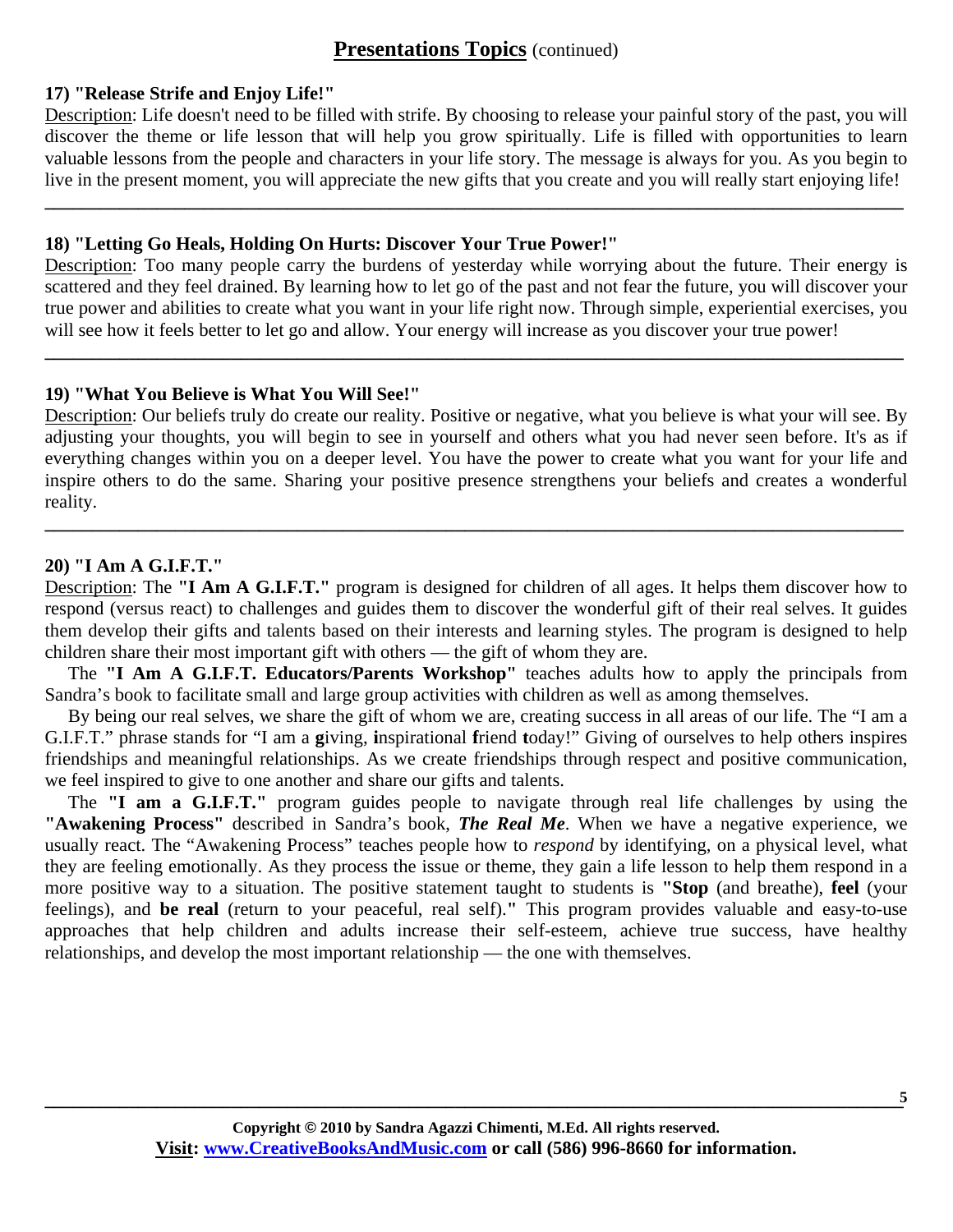## Presentations Topics (continued)

**17) "Release Strife and Enjoy Life!"**

Description: Life doesn't need to be filled with strife. By choosing to release your painful story of the past, you will discover the theme or life lesson that will help you grow spiritually. Life is filled with opportunities to learn valuable lessons from the people and characters in your life story. The message is always for you. As you begin to live in the present moment, you will appreciate the new gifts that you create and you will really start enjoying life!

---

**18) "Letting Go Heals, Holding On Hurts: Discover Your True Power!"**

Description: Too many people carry the burdens of yesterday while worrying about the future. Their energy is scattered and they feel drained. By learning how to let go of the past and not fear the future, you will discover your true power and abilities to create what you want in your life right now. Through simple, experiential exercises, you will see how it feels better to let go and allow. Your energy will increase as you discover your true power!

---

**19) "What You Believe is What You Will See!"**

Description: Our beliefs truly do create our reality. Positive or negative, what you believe is what your will see. By adjusting your thoughts, you will begin to see in yourself and others what you had never seen before. It's as if everything changes within you on a deeper level. You have the power to create what you want for your life and inspire others to do the same. Sharing your positive presence strengthens your beliefs and creates a wonderful reality.

---

**20) "I Am A G.I.F.T."**

Description: The **"I Am A G.I.F.T."** program is designed for children of all ages. It helps them discover how to respond (versus react) to challenges and guides them to discover the wonderful gift of their real selves. It guides them develop their gifts and talents based on their interests and learning styles. The program is designed to help children share their most important gift with others — the gift of whom they are.

The **"I Am A G.I.F.T. Educators/Parents Workshop"** teaches adults how to apply the principals from Sandra's book to facilitate small and large group activities with children as well as among themselves.

By being our real selves, we share the gift of whom we are, creating success in all areas of our life. The "I am a G.I.F.T." phrase stands for "I am a **g**iving, **i**nspirational **f**riend **t**oday!" Giving of ourselves to help others inspires friendships and meaningful relationships. As we create friendships through respect and positive communication, we feel inspired to give to one another and share our gifts and talents.

The **"I am a G.I.F.T."** program guides people to navigate through real life challenges by using the **"Awakening Process"** described in Sandra's book, ***The Real Me***. When we have a negative experience, we usually react. The "Awakening Process" teaches people how to *respond* by identifying, on a physical level, what they are feeling emotionally. As they process the issue or theme, they gain a life lesson to help them respond in a more positive way to a situation. The positive statement taught to students is **"Stop** (and breathe), **feel** (your feelings), and **be real** (return to your peaceful, real self).**"** This program provides valuable and easy-to-use approaches that help children and adults increase their self-esteem, achieve true success, have healthy relationships, and develop the most important relationship — the one with themselves.

**Copyright © 2010 by Sandra Agazzi Chimenti, M.Ed. All rights reserved.**
**Visit: www.CreativeBooksAndMusic.com or call (586) 996-8660 for information.**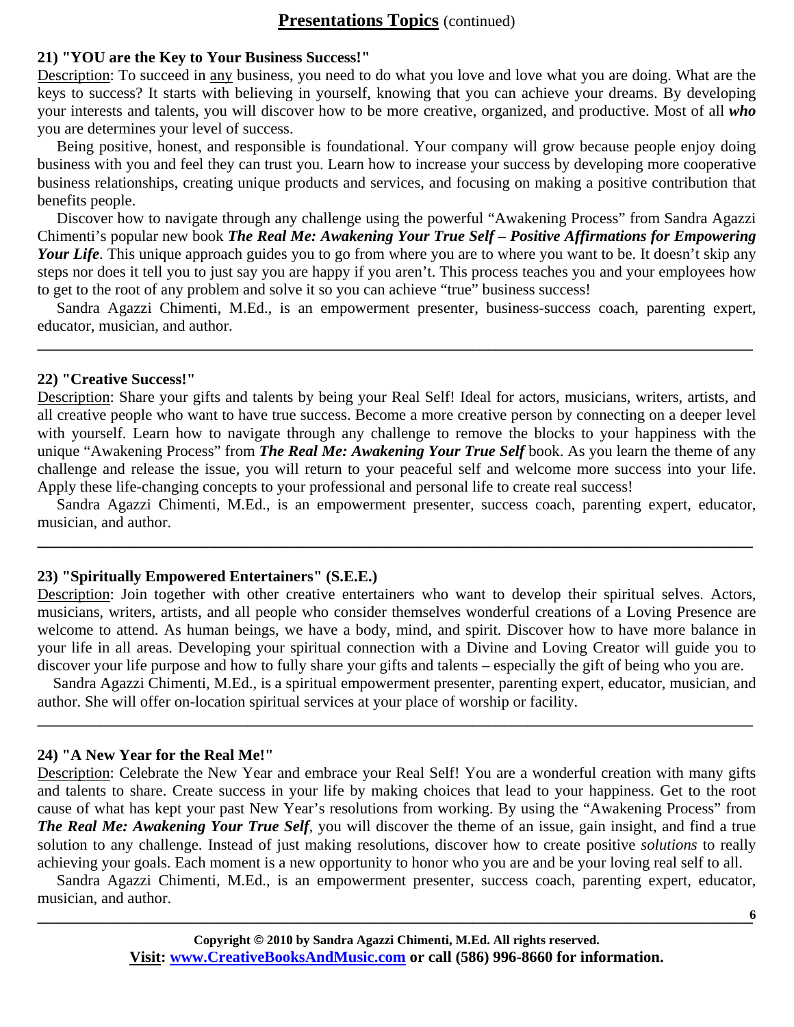## Presentations Topics (continued)

### 21) "YOU are the Key to Your Business Success!"

Description: To succeed in any business, you need to do what you love and love what you are doing. What are the keys to success? It starts with believing in yourself, knowing that you can achieve your dreams. By developing your interests and talents, you will discover how to be more creative, organized, and productive. Most of all ***who*** you are determines your level of success.

Being positive, honest, and responsible is foundational. Your company will grow because people enjoy doing business with you and feel they can trust you. Learn how to increase your success by developing more cooperative business relationships, creating unique products and services, and focusing on making a positive contribution that benefits people.

Discover how to navigate through any challenge using the powerful "Awakening Process" from Sandra Agazzi Chimenti's popular new book ***The Real Me: Awakening Your True Self – Positive Affirmations for Empowering Your Life***. This unique approach guides you to go from where you are to where you want to be. It doesn't skip any steps nor does it tell you to just say you are happy if you aren't. This process teaches you and your employees how to get to the root of any problem and solve it so you can achieve "true" business success!

Sandra Agazzi Chimenti, M.Ed., is an empowerment presenter, business-success coach, parenting expert, educator, musician, and author.

---

### 22) "Creative Success!"

Description: Share your gifts and talents by being your Real Self! Ideal for actors, musicians, writers, artists, and all creative people who want to have true success. Become a more creative person by connecting on a deeper level with yourself. Learn how to navigate through any challenge to remove the blocks to your happiness with the unique "Awakening Process" from ***The Real Me: Awakening Your True Self*** book. As you learn the theme of any challenge and release the issue, you will return to your peaceful self and welcome more success into your life. Apply these life-changing concepts to your professional and personal life to create real success!

Sandra Agazzi Chimenti, M.Ed., is an empowerment presenter, success coach, parenting expert, educator, musician, and author.

---

### 23) "Spiritually Empowered Entertainers" (S.E.E.)

Description: Join together with other creative entertainers who want to develop their spiritual selves. Actors, musicians, writers, artists, and all people who consider themselves wonderful creations of a Loving Presence are welcome to attend. As human beings, we have a body, mind, and spirit. Discover how to have more balance in your life in all areas. Developing your spiritual connection with a Divine and Loving Creator will guide you to discover your life purpose and how to fully share your gifts and talents – especially the gift of being who you are.

Sandra Agazzi Chimenti, M.Ed., is a spiritual empowerment presenter, parenting expert, educator, musician, and author. She will offer on-location spiritual services at your place of worship or facility.

---

### 24) "A New Year for the Real Me!"

Description: Celebrate the New Year and embrace your Real Self! You are a wonderful creation with many gifts and talents to share. Create success in your life by making choices that lead to your happiness. Get to the root cause of what has kept your past New Year's resolutions from working. By using the "Awakening Process" from ***The Real Me: Awakening Your True Self***, you will discover the theme of an issue, gain insight, and find a true solution to any challenge. Instead of just making resolutions, discover how to create positive *solutions* to really achieving your goals. Each moment is a new opportunity to honor who you are and be your loving real self to all.

Sandra Agazzi Chimenti, M.Ed., is an empowerment presenter, success coach, parenting expert, educator, musician, and author.

---

**Copyright © 2010 by Sandra Agazzi Chimenti, M.Ed. All rights reserved.**

**Visit: www.CreativeBooksAndMusic.com or call (586) 996-8660 for information.**